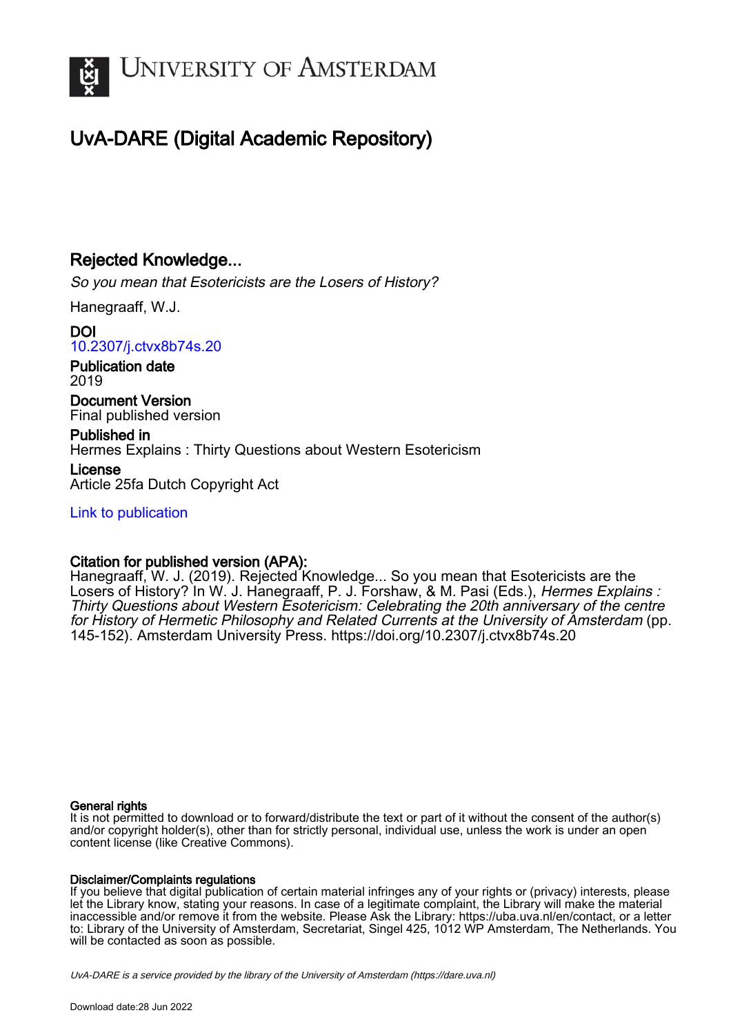UNIVERSITY OF AMSTERDAM

# UvA-DARE (Digital Academic Repository)

## Rejected Knowledge...

*So you mean that Esotericists are the Losers of History?*

Hanegraaff, W.J.

**DOI**
10.2307/j.ctvx8b74s.20

**Publication date**
2019

**Document Version**
Final published version

**Published in**
Hermes Explains : Thirty Questions about Western Esotericism

**License**
Article 25fa Dutch Copyright Act

Link to publication

**Citation for published version (APA):**
Hanegraaff, W. J. (2019). Rejected Knowledge... So you mean that Esotericists are the Losers of History? In W. J. Hanegraaff, P. J. Forshaw, & M. Pasi (Eds.), *Hermes Explains : Thirty Questions about Western Esotericism: Celebrating the 20th anniversary of the centre for History of Hermetic Philosophy and Related Currents at the University of Amsterdam* (pp. 145-152). Amsterdam University Press. https://doi.org/10.2307/j.ctvx8b74s.20

**General rights**
It is not permitted to download or to forward/distribute the text or part of it without the consent of the author(s) and/or copyright holder(s), other than for strictly personal, individual use, unless the work is under an open content license (like Creative Commons).

**Disclaimer/Complaints regulations**
If you believe that digital publication of certain material infringes any of your rights or (privacy) interests, please let the Library know, stating your reasons. In case of a legitimate complaint, the Library will make the material inaccessible and/or remove it from the website. Please Ask the Library: https://uba.uva.nl/en/contact, or a letter to: Library of the University of Amsterdam, Secretariat, Singel 425, 1012 WP Amsterdam, The Netherlands. You will be contacted as soon as possible.

UvA-DARE is a service provided by the library of the University of Amsterdam (https://dare.uva.nl)

Download date:28 Jun 2022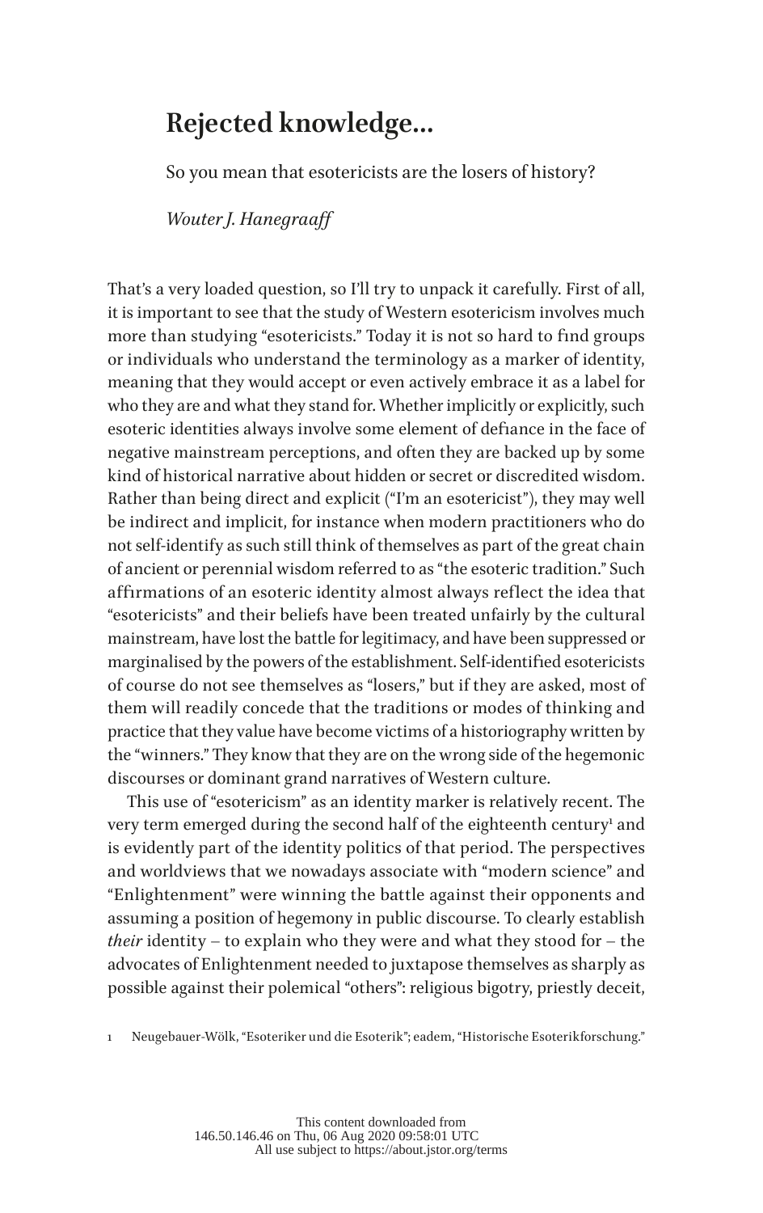# Rejected knowledge...

So you mean that esotericists are the losers of history?

*Wouter J. Hanegraaff*

That's a very loaded question, so I'll try to unpack it carefully. First of all, it is important to see that the study of Western esotericism involves much more than studying "esotericists." Today it is not so hard to find groups or individuals who understand the terminology as a marker of identity, meaning that they would accept or even actively embrace it as a label for who they are and what they stand for. Whether implicitly or explicitly, such esoteric identities always involve some element of defiance in the face of negative mainstream perceptions, and often they are backed up by some kind of historical narrative about hidden or secret or discredited wisdom. Rather than being direct and explicit ("I'm an esotericist"), they may well be indirect and implicit, for instance when modern practitioners who do not self-identify as such still think of themselves as part of the great chain of ancient or perennial wisdom referred to as "the esoteric tradition." Such affirmations of an esoteric identity almost always reflect the idea that "esotericists" and their beliefs have been treated unfairly by the cultural mainstream, have lost the battle for legitimacy, and have been suppressed or marginalised by the powers of the establishment. Self-identified esotericists of course do not see themselves as "losers," but if they are asked, most of them will readily concede that the traditions or modes of thinking and practice that they value have become victims of a historiography written by the "winners." They know that they are on the wrong side of the hegemonic discourses or dominant grand narratives of Western culture.

This use of "esotericism" as an identity marker is relatively recent. The very term emerged during the second half of the eighteenth century[1] and is evidently part of the identity politics of that period. The perspectives and worldviews that we nowadays associate with "modern science" and "Enlightenment" were winning the battle against their opponents and assuming a position of hegemony in public discourse. To clearly establish *their* identity – to explain who they were and what they stood for – the advocates of Enlightenment needed to juxtapose themselves as sharply as possible against their polemical "others": religious bigotry, priestly deceit,

1 Neugebauer-Wölk, "Esoteriker und die Esoterik"; eadem, "Historische Esoterikforschung."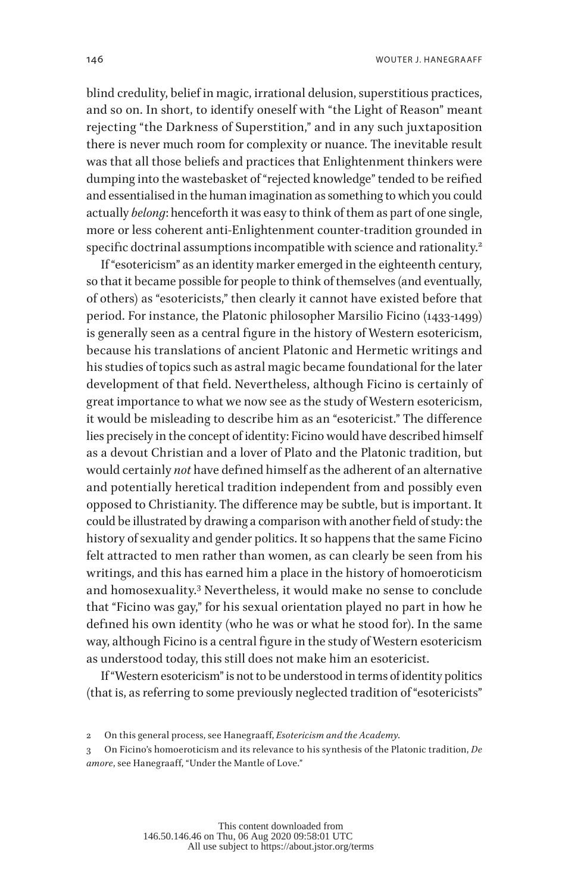blind credulity, belief in magic, irrational delusion, superstitious practices, and so on. In short, to identify oneself with "the Light of Reason" meant rejecting "the Darkness of Superstition," and in any such juxtaposition there is never much room for complexity or nuance. The inevitable result was that all those beliefs and practices that Enlightenment thinkers were dumping into the wastebasket of "rejected knowledge" tended to be reified and essentialised in the human imagination as something to which you could actually *belong*: henceforth it was easy to think of them as part of one single, more or less coherent anti-Enlightenment counter-tradition grounded in specific doctrinal assumptions incompatible with science and rationality.[2]

If "esotericism" as an identity marker emerged in the eighteenth century, so that it became possible for people to think of themselves (and eventually, of others) as "esotericists," then clearly it cannot have existed before that period. For instance, the Platonic philosopher Marsilio Ficino (1433-1499) is generally seen as a central figure in the history of Western esotericism, because his translations of ancient Platonic and Hermetic writings and his studies of topics such as astral magic became foundational for the later development of that field. Nevertheless, although Ficino is certainly of great importance to what we now see as the study of Western esotericism, it would be misleading to describe him as an "esotericist." The difference lies precisely in the concept of identity: Ficino would have described himself as a devout Christian and a lover of Plato and the Platonic tradition, but would certainly *not* have defined himself as the adherent of an alternative and potentially heretical tradition independent from and possibly even opposed to Christianity. The difference may be subtle, but is important. It could be illustrated by drawing a comparison with another field of study: the history of sexuality and gender politics. It so happens that the same Ficino felt attracted to men rather than women, as can clearly be seen from his writings, and this has earned him a place in the history of homoeroticism and homosexuality.[3] Nevertheless, it would make no sense to conclude that "Ficino was gay," for his sexual orientation played no part in how he defined his own identity (who he was or what he stood for). In the same way, although Ficino is a central figure in the study of Western esotericism as understood today, this still does not make him an esotericist.

If "Western esotericism" is not to be understood in terms of identity politics (that is, as referring to some previously neglected tradition of "esotericists"

2 On this general process, see Hanegraaff, *Esotericism and the Academy*.

3 On Ficino's homoeroticism and its relevance to his synthesis of the Platonic tradition, *De amore*, see Hanegraaff, "Under the Mantle of Love."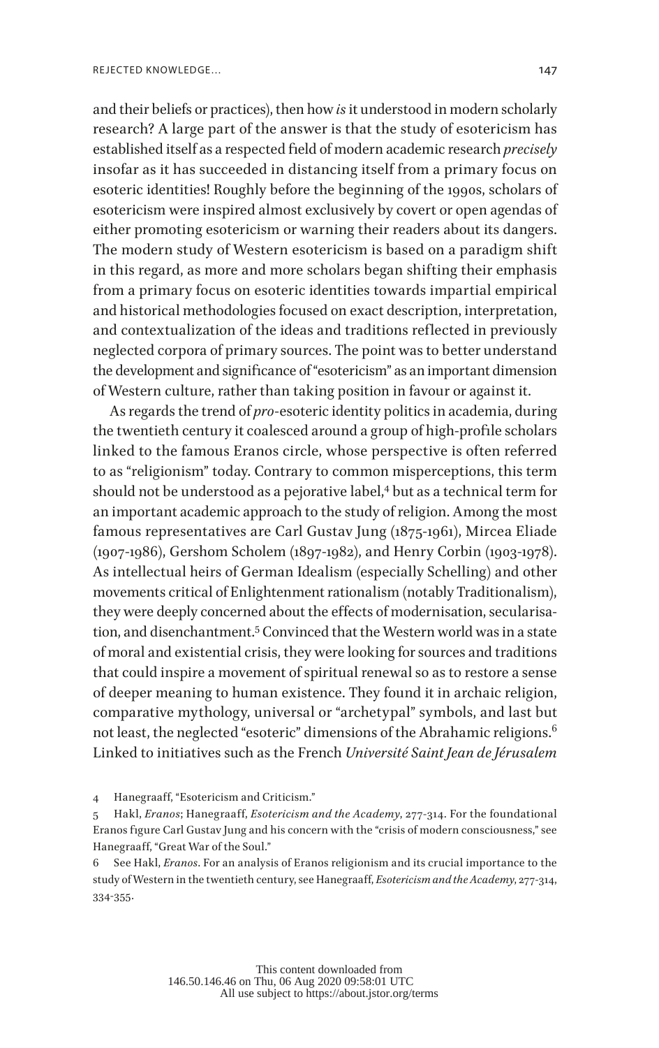and their beliefs or practices), then how *is* it understood in modern scholarly research? A large part of the answer is that the study of esotericism has established itself as a respected field of modern academic research *precisely* insofar as it has succeeded in distancing itself from a primary focus on esoteric identities! Roughly before the beginning of the 1990s, scholars of esotericism were inspired almost exclusively by covert or open agendas of either promoting esotericism or warning their readers about its dangers. The modern study of Western esotericism is based on a paradigm shift in this regard, as more and more scholars began shifting their emphasis from a primary focus on esoteric identities towards impartial empirical and historical methodologies focused on exact description, interpretation, and contextualization of the ideas and traditions reflected in previously neglected corpora of primary sources. The point was to better understand the development and significance of "esotericism" as an important dimension of Western culture, rather than taking position in favour or against it.

As regards the trend of *pro*-esoteric identity politics in academia, during the twentieth century it coalesced around a group of high-profile scholars linked to the famous Eranos circle, whose perspective is often referred to as "religionism" today. Contrary to common misperceptions, this term should not be understood as a pejorative label,[4] but as a technical term for an important academic approach to the study of religion. Among the most famous representatives are Carl Gustav Jung (1875-1961), Mircea Eliade (1907-1986), Gershom Scholem (1897-1982), and Henry Corbin (1903-1978). As intellectual heirs of German Idealism (especially Schelling) and other movements critical of Enlightenment rationalism (notably Traditionalism), they were deeply concerned about the effects of modernisation, secularisation, and disenchantment.[5] Convinced that the Western world was in a state of moral and existential crisis, they were looking for sources and traditions that could inspire a movement of spiritual renewal so as to restore a sense of deeper meaning to human existence. They found it in archaic religion, comparative mythology, universal or "archetypal" symbols, and last but not least, the neglected "esoteric" dimensions of the Abrahamic religions.[6] Linked to initiatives such as the French *Université Saint Jean de Jérusalem*

4 Hanegraaff, "Esotericism and Criticism."

5 Hakl, *Eranos*; Hanegraaff, *Esotericism and the Academy*, 277-314. For the foundational Eranos figure Carl Gustav Jung and his concern with the "crisis of modern consciousness," see Hanegraaff, "Great War of the Soul."

6 See Hakl, *Eranos*. For an analysis of Eranos religionism and its crucial importance to the study of Western in the twentieth century, see Hanegraaff, *Esotericism and the Academy*, 277-314, 334-355.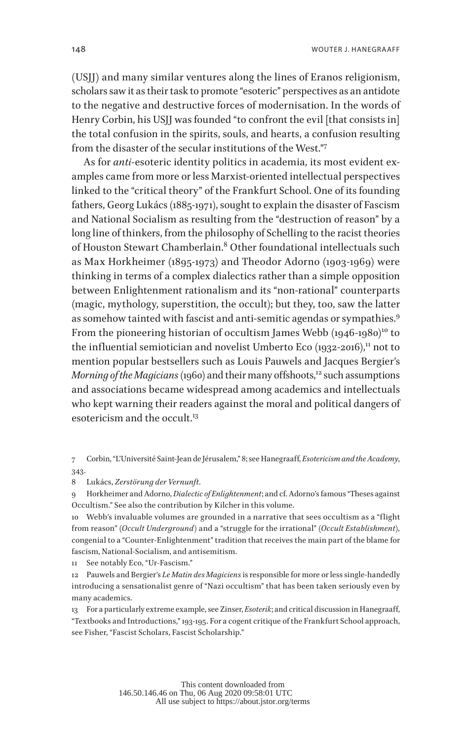(USJJ) and many similar ventures along the lines of Eranos religionism, scholars saw it as their task to promote "esoteric" perspectives as an antidote to the negative and destructive forces of modernisation. In the words of Henry Corbin, his USJJ was founded "to confront the evil [that consists in] the total confusion in the spirits, souls, and hearts, a confusion resulting from the disaster of the secular institutions of the West."[7]

As for *anti*-esoteric identity politics in academia, its most evident examples came from more or less Marxist-oriented intellectual perspectives linked to the "critical theory" of the Frankfurt School. One of its founding fathers, Georg Lukács (1885-1971), sought to explain the disaster of Fascism and National Socialism as resulting from the "destruction of reason" by a long line of thinkers, from the philosophy of Schelling to the racist theories of Houston Stewart Chamberlain.[8] Other foundational intellectuals such as Max Horkheimer (1895-1973) and Theodor Adorno (1903-1969) were thinking in terms of a complex dialectics rather than a simple opposition between Enlightenment rationalism and its "non-rational" counterparts (magic, mythology, superstition, the occult); but they, too, saw the latter as somehow tainted with fascist and anti-semitic agendas or sympathies.[9] From the pioneering historian of occultism James Webb (1946-1980)[10] to the influential semiotician and novelist Umberto Eco (1932-2016),[11] not to mention popular bestsellers such as Louis Pauwels and Jacques Bergier's *Morning of the Magicians* (1960) and their many offshoots,[12] such assumptions and associations became widespread among academics and intellectuals who kept warning their readers against the moral and political dangers of esotericism and the occult.[13]

7 Corbin, "L'Université Saint-Jean de Jérusalem," 8; see Hanegraaff, *Esotericism and the Academy*, 343.

8 Lukács, *Zerstörung der Vernunft*.

9 Horkheimer and Adorno, *Dialectic of Enlightenment*; and cf. Adorno's famous "Theses against Occultism." See also the contribution by Kilcher in this volume.

10 Webb's invaluable volumes are grounded in a narrative that sees occultism as a "flight from reason" (*Occult Underground*) and a "struggle for the irrational" (*Occult Establishment*), congenial to a "Counter-Enlightenment" tradition that receives the main part of the blame for fascism, National-Socialism, and antisemitism.

11 See notably Eco, "Ur-Fascism."

12 Pauwels and Bergier's *Le Matin des Magiciens* is responsible for more or less single-handedly introducing a sensationalist genre of "Nazi occultism" that has been taken seriously even by many academics.

13 For a particularly extreme example, see Zinser, *Esoterik*; and critical discussion in Hanegraaff, "Textbooks and Introductions," 193-195. For a cogent critique of the Frankfurt School approach, see Fisher, "Fascist Scholars, Fascist Scholarship."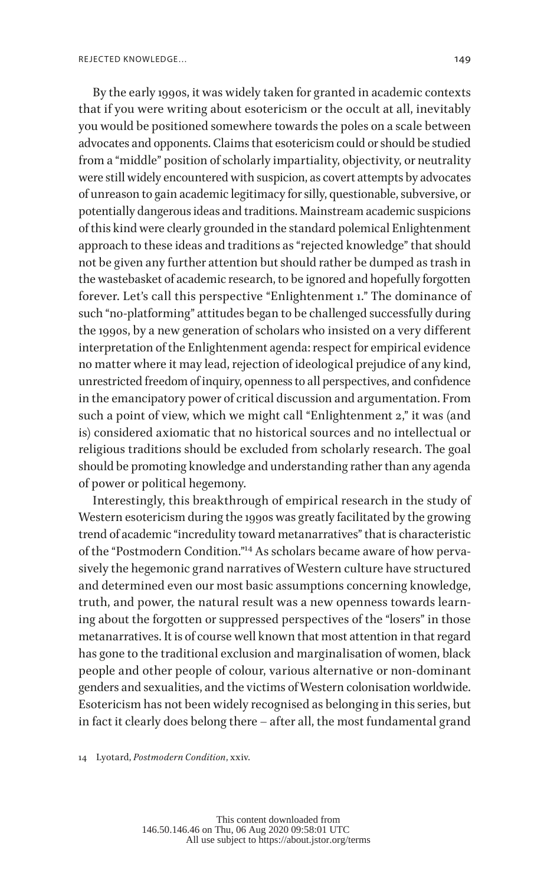By the early 1990s, it was widely taken for granted in academic contexts that if you were writing about esotericism or the occult at all, inevitably you would be positioned somewhere towards the poles on a scale between advocates and opponents. Claims that esotericism could or should be studied from a "middle" position of scholarly impartiality, objectivity, or neutrality were still widely encountered with suspicion, as covert attempts by advocates of unreason to gain academic legitimacy for silly, questionable, subversive, or potentially dangerous ideas and traditions. Mainstream academic suspicions of this kind were clearly grounded in the standard polemical Enlightenment approach to these ideas and traditions as "rejected knowledge" that should not be given any further attention but should rather be dumped as trash in the wastebasket of academic research, to be ignored and hopefully forgotten forever. Let's call this perspective "Enlightenment 1." The dominance of such "no-platforming" attitudes began to be challenged successfully during the 1990s, by a new generation of scholars who insisted on a very different interpretation of the Enlightenment agenda: respect for empirical evidence no matter where it may lead, rejection of ideological prejudice of any kind, unrestricted freedom of inquiry, openness to all perspectives, and confidence in the emancipatory power of critical discussion and argumentation. From such a point of view, which we might call "Enlightenment 2," it was (and is) considered axiomatic that no historical sources and no intellectual or religious traditions should be excluded from scholarly research. The goal should be promoting knowledge and understanding rather than any agenda of power or political hegemony.

Interestingly, this breakthrough of empirical research in the study of Western esotericism during the 1990s was greatly facilitated by the growing trend of academic "incredulity toward metanarratives" that is characteristic of the "Postmodern Condition."[14] As scholars became aware of how pervasively the hegemonic grand narratives of Western culture have structured and determined even our most basic assumptions concerning knowledge, truth, and power, the natural result was a new openness towards learning about the forgotten or suppressed perspectives of the "losers" in those metanarratives. It is of course well known that most attention in that regard has gone to the traditional exclusion and marginalisation of women, black people and other people of colour, various alternative or non-dominant genders and sexualities, and the victims of Western colonisation worldwide. Esotericism has not been widely recognised as belonging in this series, but in fact it clearly does belong there – after all, the most fundamental grand

14 Lyotard, *Postmodern Condition*, xxiv.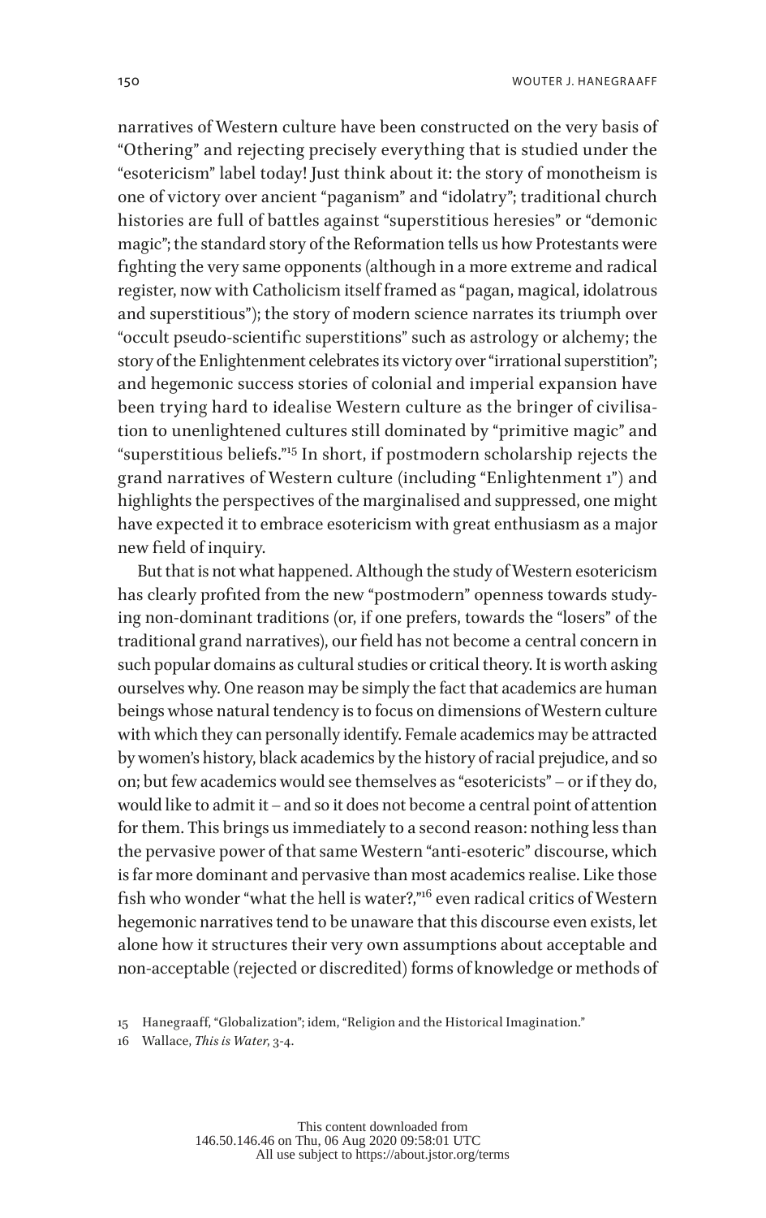narratives of Western culture have been constructed on the very basis of "Othering" and rejecting precisely everything that is studied under the "esotericism" label today! Just think about it: the story of monotheism is one of victory over ancient "paganism" and "idolatry"; traditional church histories are full of battles against "superstitious heresies" or "demonic magic"; the standard story of the Reformation tells us how Protestants were fighting the very same opponents (although in a more extreme and radical register, now with Catholicism itself framed as "pagan, magical, idolatrous and superstitious"); the story of modern science narrates its triumph over "occult pseudo-scientific superstitions" such as astrology or alchemy; the story of the Enlightenment celebrates its victory over "irrational superstition"; and hegemonic success stories of colonial and imperial expansion have been trying hard to idealise Western culture as the bringer of civilisation to unenlightened cultures still dominated by "primitive magic" and "superstitious beliefs."[15] In short, if postmodern scholarship rejects the grand narratives of Western culture (including "Enlightenment 1") and highlights the perspectives of the marginalised and suppressed, one might have expected it to embrace esotericism with great enthusiasm as a major new field of inquiry.

But that is not what happened. Although the study of Western esotericism has clearly profited from the new "postmodern" openness towards studying non-dominant traditions (or, if one prefers, towards the "losers" of the traditional grand narratives), our field has not become a central concern in such popular domains as cultural studies or critical theory. It is worth asking ourselves why. One reason may be simply the fact that academics are human beings whose natural tendency is to focus on dimensions of Western culture with which they can personally identify. Female academics may be attracted by women's history, black academics by the history of racial prejudice, and so on; but few academics would see themselves as "esotericists" – or if they do, would like to admit it – and so it does not become a central point of attention for them. This brings us immediately to a second reason: nothing less than the pervasive power of that same Western "anti-esoteric" discourse, which is far more dominant and pervasive than most academics realise. Like those fish who wonder "what the hell is water?,"[16] even radical critics of Western hegemonic narratives tend to be unaware that this discourse even exists, let alone how it structures their very own assumptions about acceptable and non-acceptable (rejected or discredited) forms of knowledge or methods of

15 Hanegraaff, "Globalization"; idem, "Religion and the Historical Imagination."

16 Wallace, *This is Water*, 3-4.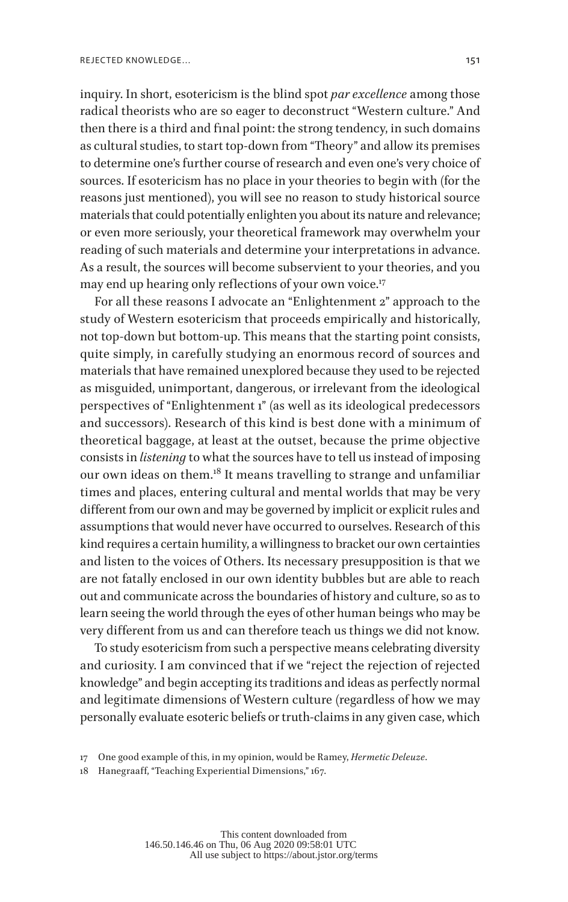inquiry. In short, esotericism is the blind spot *par excellence* among those radical theorists who are so eager to deconstruct "Western culture." And then there is a third and final point: the strong tendency, in such domains as cultural studies, to start top-down from "Theory" and allow its premises to determine one's further course of research and even one's very choice of sources. If esotericism has no place in your theories to begin with (for the reasons just mentioned), you will see no reason to study historical source materials that could potentially enlighten you about its nature and relevance; or even more seriously, your theoretical framework may overwhelm your reading of such materials and determine your interpretations in advance. As a result, the sources will become subservient to your theories, and you may end up hearing only reflections of your own voice.[17]

For all these reasons I advocate an "Enlightenment 2" approach to the study of Western esotericism that proceeds empirically and historically, not top-down but bottom-up. This means that the starting point consists, quite simply, in carefully studying an enormous record of sources and materials that have remained unexplored because they used to be rejected as misguided, unimportant, dangerous, or irrelevant from the ideological perspectives of "Enlightenment 1" (as well as its ideological predecessors and successors). Research of this kind is best done with a minimum of theoretical baggage, at least at the outset, because the prime objective consists in *listening* to what the sources have to tell us instead of imposing our own ideas on them.[18] It means travelling to strange and unfamiliar times and places, entering cultural and mental worlds that may be very different from our own and may be governed by implicit or explicit rules and assumptions that would never have occurred to ourselves. Research of this kind requires a certain humility, a willingness to bracket our own certainties and listen to the voices of Others. Its necessary presupposition is that we are not fatally enclosed in our own identity bubbles but are able to reach out and communicate across the boundaries of history and culture, so as to learn seeing the world through the eyes of other human beings who may be very different from us and can therefore teach us things we did not know.

To study esotericism from such a perspective means celebrating diversity and curiosity. I am convinced that if we "reject the rejection of rejected knowledge" and begin accepting its traditions and ideas as perfectly normal and legitimate dimensions of Western culture (regardless of how we may personally evaluate esoteric beliefs or truth-claims in any given case, which

17 One good example of this, in my opinion, would be Ramey, *Hermetic Deleuze*.

18 Hanegraaff, "Teaching Experiential Dimensions," 167.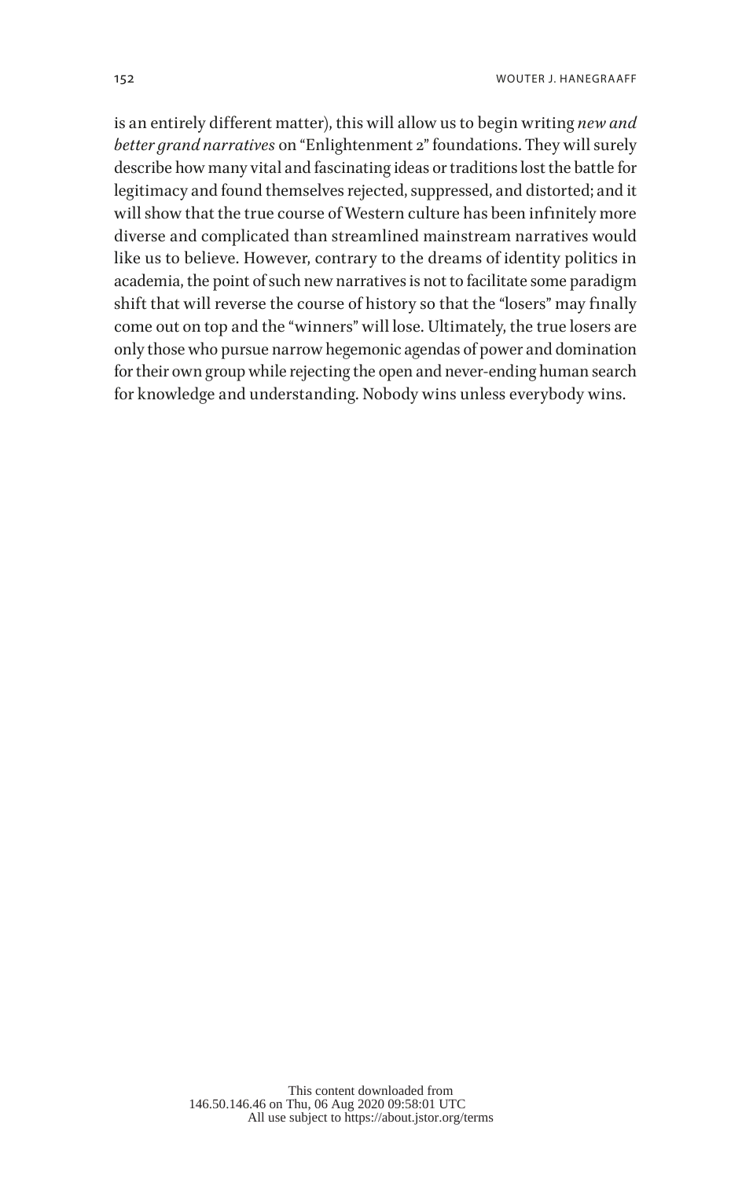is an entirely different matter), this will allow us to begin writing *new and better grand narratives* on "Enlightenment 2" foundations. They will surely describe how many vital and fascinating ideas or traditions lost the battle for legitimacy and found themselves rejected, suppressed, and distorted; and it will show that the true course of Western culture has been infinitely more diverse and complicated than streamlined mainstream narratives would like us to believe. However, contrary to the dreams of identity politics in academia, the point of such new narratives is not to facilitate some paradigm shift that will reverse the course of history so that the "losers" may finally come out on top and the "winners" will lose. Ultimately, the true losers are only those who pursue narrow hegemonic agendas of power and domination for their own group while rejecting the open and never-ending human search for knowledge and understanding. Nobody wins unless everybody wins.